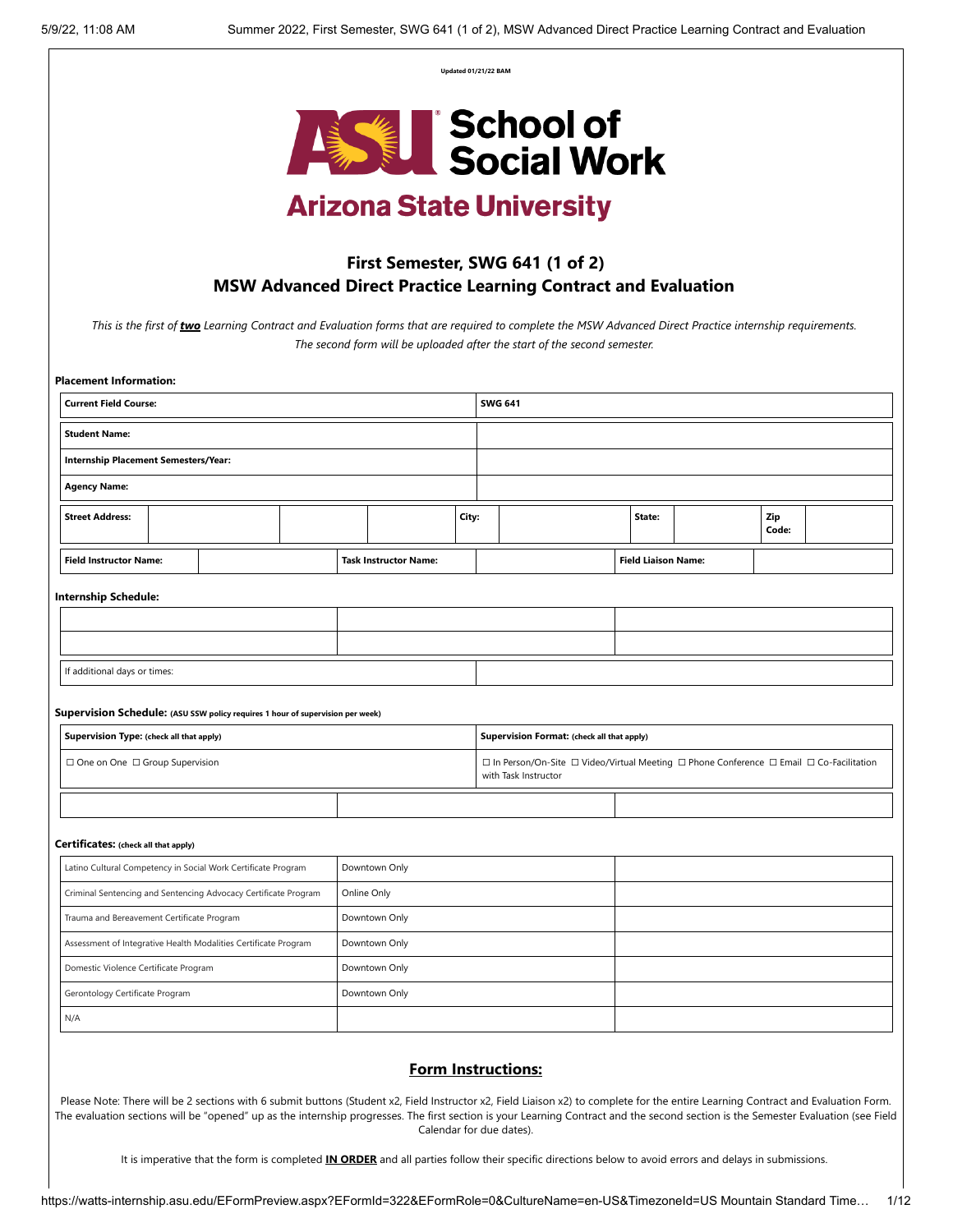Updated 01/21/22 BAM

ASU School of Social Work

Arizona State University

## First Semester, SWG 641 (1 of 2)
## MSW Advanced Direct Practice Learning Contract and Evaluation

*This is the first of **two** Learning Contract and Evaluation forms that are required to complete the MSW Advanced Direct Practice internship requirements. The second form will be uploaded after the start of the second semester.*

**Placement Information:**

| **Current Field Course:** | **SWG 641** |
|---|---|
| **Student Name:** | |
| **Internship Placement Semesters/Year:** | |
| **Agency Name:** | |

| **Street Address:** | | | | **City:** | | **State:** | | **Zip Code:** | |
|---|---|---|---|---|---|---|---|---|---|

| **Field Instructor Name:** | | **Task Instructor Name:** | | **Field Liaison Name:** | |
|---|---|---|---|---|---|

**Internship Schedule:**

| | | |
|---|---|---|
| | | |
| | | |

| If additional days or times: | |
|---|---|

**Supervision Schedule:** (ASU SSW policy requires 1 hour of supervision per week)

| **Supervision Type:** (check all that apply) | | **Supervision Format:** (check all that apply) |
|---|---|---|
| ☐ One on One ☐ Group Supervision | | ☐ In Person/On-Site ☐ Video/Virtual Meeting ☐ Phone Conference ☐ Email ☐ Co-Facilitation with Task Instructor |
| | | |

**Certificates:** (check all that apply)

| | | |
|---|---|---|
| Latino Cultural Competency in Social Work Certificate Program | Downtown Only | |
| Criminal Sentencing and Sentencing Advocacy Certificate Program | Online Only | |
| Trauma and Bereavement Certificate Program | Downtown Only | |
| Assessment of Integrative Health Modalities Certificate Program | Downtown Only | |
| Domestic Violence Certificate Program | Downtown Only | |
| Gerontology Certificate Program | Downtown Only | |
| N/A | | |

## Form Instructions:

Please Note: There will be 2 sections with 6 submit buttons (Student x2, Field Instructor x2, Field Liaison x2) to complete for the entire Learning Contract and Evaluation Form. The evaluation sections will be "opened" up as the internship progresses. The first section is your Learning Contract and the second section is the Semester Evaluation (see Field Calendar for due dates).

It is imperative that the form is completed **IN ORDER** and all parties follow their specific directions below to avoid errors and delays in submissions.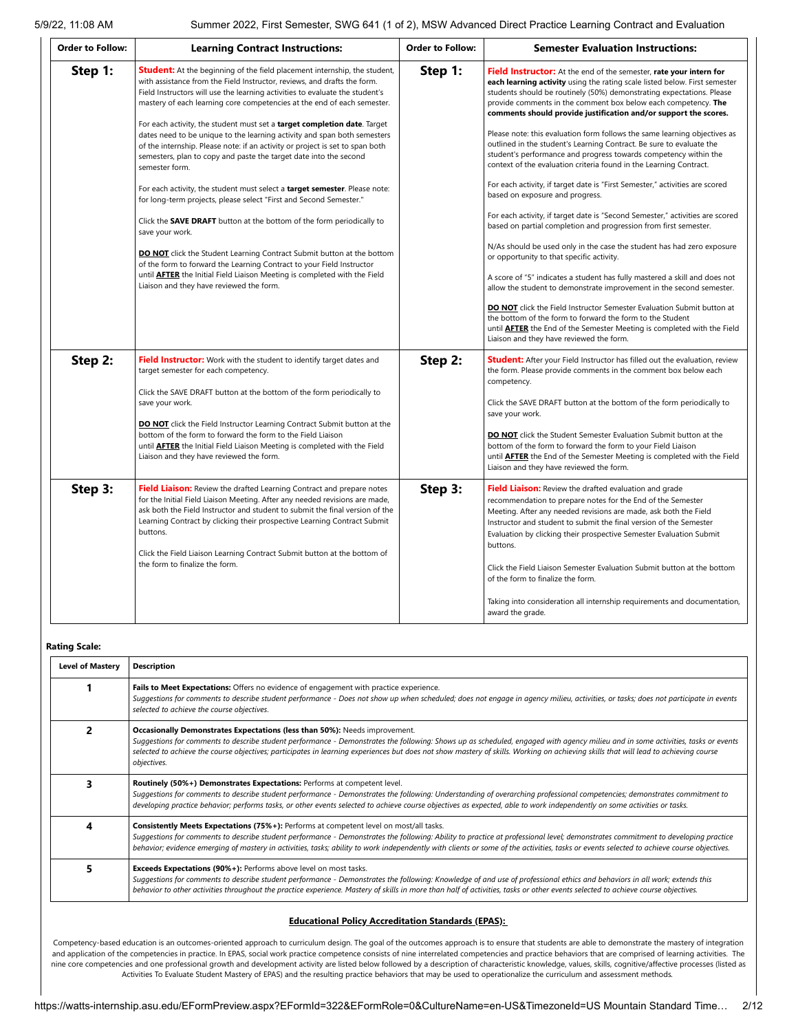| Order to Follow: | Learning Contract Instructions: | Order to Follow: | Semester Evaluation Instructions: |
|---|---|---|---|
| **Step 1:** | **Student:** At the beginning of the field placement internship, the student, with assistance from the Field Instructor, reviews, and drafts the form. Field Instructors will use the learning activities to evaluate the student's mastery of each learning core competencies at the end of each semester.<br><br>For each activity, the student must set a **target completion date**. Target dates need to be unique to the learning activity and span both semesters of the internship. Please note: if an activity or project is set to span both semesters, plan to copy and paste the target date into the second semester form.<br><br>For each activity, the student must select a **target semester**. Please note: for long-term projects, please select "First and Second Semester."<br><br>Click the **SAVE DRAFT** button at the bottom of the form periodically to save your work.<br><br>**DO NOT** click the Student Learning Contract Submit button at the bottom of the form to forward the Learning Contract to your Field Instructor until **AFTER** the Initial Field Liaison Meeting is completed with the Field Liaison and they have reviewed the form. | **Step 1:** | **Field Instructor:** At the end of the semester, **rate your intern for each learning activity** using the rating scale listed below. First semester students should be routinely (50%) demonstrating expectations. Please provide comments in the comment box below each competency. **The comments should provide justification and/or support the scores.**<br><br>Please note: this evaluation form follows the same learning objectives as outlined in the student's Learning Contract. Be sure to evaluate the student's performance and progress towards competency within the context of the evaluation criteria found in the Learning Contract.<br><br>For each activity, if target date is "First Semester," activities are scored based on exposure and progress.<br><br>For each activity, if target date is "Second Semester," activities are scored based on partial completion and progression from first semester.<br><br>N/As should be used only in the case the student has had zero exposure or opportunity to that specific activity.<br><br>A score of "5" indicates a student has fully mastered a skill and does not allow the student to demonstrate improvement in the second semester.<br><br>**DO NOT** click the Field Instructor Semester Evaluation Submit button at the bottom of the form to forward the form to the Student until **AFTER** the End of the Semester Meeting is completed with the Field Liaison and they have reviewed the form. |
| **Step 2:** | **Field Instructor:** Work with the student to identify target dates and target semester for each competency.<br><br>Click the SAVE DRAFT button at the bottom of the form periodically to save your work.<br><br>**DO NOT** click the Field Instructor Learning Contract Submit button at the bottom of the form to forward the form to the Field Liaison until **AFTER** the Initial Field Liaison Meeting is completed with the Field Liaison and they have reviewed the form. | **Step 2:** | **Student:** After your Field Instructor has filled out the evaluation, review the form. Please provide comments in the comment box below each competency.<br><br>Click the SAVE DRAFT button at the bottom of the form periodically to save your work.<br><br>**DO NOT** click the Student Semester Evaluation Submit button at the bottom of the form to forward the form to your Field Liaison until **AFTER** the End of the Semester Meeting is completed with the Field Liaison and they have reviewed the form. |
| **Step 3:** | **Field Liaison:** Review the drafted Learning Contract and prepare notes for the Initial Field Liaison Meeting. After any needed revisions are made, ask both the Field Instructor and student to submit the final version of the Learning Contract by clicking their prospective Learning Contract Submit buttons.<br><br>Click the Field Liaison Learning Contract Submit button at the bottom of the form to finalize the form. | **Step 3:** | **Field Liaison:** Review the drafted evaluation and grade recommendation to prepare notes for the End of the Semester Meeting. After any needed revisions are made, ask both the Field Instructor and student to submit the final version of the Semester Evaluation by clicking their prospective Semester Evaluation Submit buttons.<br><br>Click the Field Liaison Semester Evaluation Submit button at the bottom of the form to finalize the form.<br><br>Taking into consideration all internship requirements and documentation, award the grade. |

**Rating Scale:**

| Level of Mastery | Description |
|---|---|
| **1** | **Fails to Meet Expectations:** Offers no evidence of engagement with practice experience.<br>*Suggestions for comments to describe student performance - Does not show up when scheduled; does not engage in agency milieu, activities, or tasks; does not participate in events selected to achieve the course objectives.* |
| **2** | **Occasionally Demonstrates Expectations (less than 50%):** Needs improvement.<br>*Suggestions for comments to describe student performance - Demonstrates the following: Shows up as scheduled, engaged with agency milieu and in some activities, tasks or events selected to achieve the course objectives; participates in learning experiences but does not show mastery of skills. Working on achieving skills that will lead to achieving course objectives.* |
| **3** | **Routinely (50%+) Demonstrates Expectations:** Performs at competent level.<br>*Suggestions for comments to describe student performance - Demonstrates the following: Understanding of overarching professional competencies; demonstrates commitment to developing practice behavior; performs tasks, or other events selected to achieve course objectives as expected, able to work independently on some activities or tasks.* |
| **4** | **Consistently Meets Expectations (75%+):** Performs at competent level on most/all tasks.<br>*Suggestions for comments to describe student performance - Demonstrates the following: Ability to practice at professional level; demonstrates commitment to developing practice behavior; evidence emerging of mastery in activities, tasks; ability to work independently with clients or some of the activities, tasks or events selected to achieve course objectives.* |
| **5** | **Exceeds Expectations (90%+):** Performs above level on most tasks.<br>*Suggestions for comments to describe student performance - Demonstrates the following: Knowledge of and use of professional ethics and behaviors in all work; extends this behavior to other activities throughout the practice experience. Mastery of skills in more than half of activities, tasks or other events selected to achieve course objectives.* |

## Educational Policy Accreditation Standards (EPAS):

Competency-based education is an outcomes-oriented approach to curriculum design. The goal of the outcomes approach is to ensure that students are able to demonstrate the mastery of integration and application of the competencies in practice. In EPAS, social work practice competence consists of nine interrelated competencies and practice behaviors that are comprised of learning activities. The nine core competencies and one professional growth and development activity are listed below followed by a description of characteristic knowledge, values, skills, cognitive/affective processes (listed as Activities To Evaluate Student Mastery of EPAS) and the resulting practice behaviors that may be used to operationalize the curriculum and assessment methods.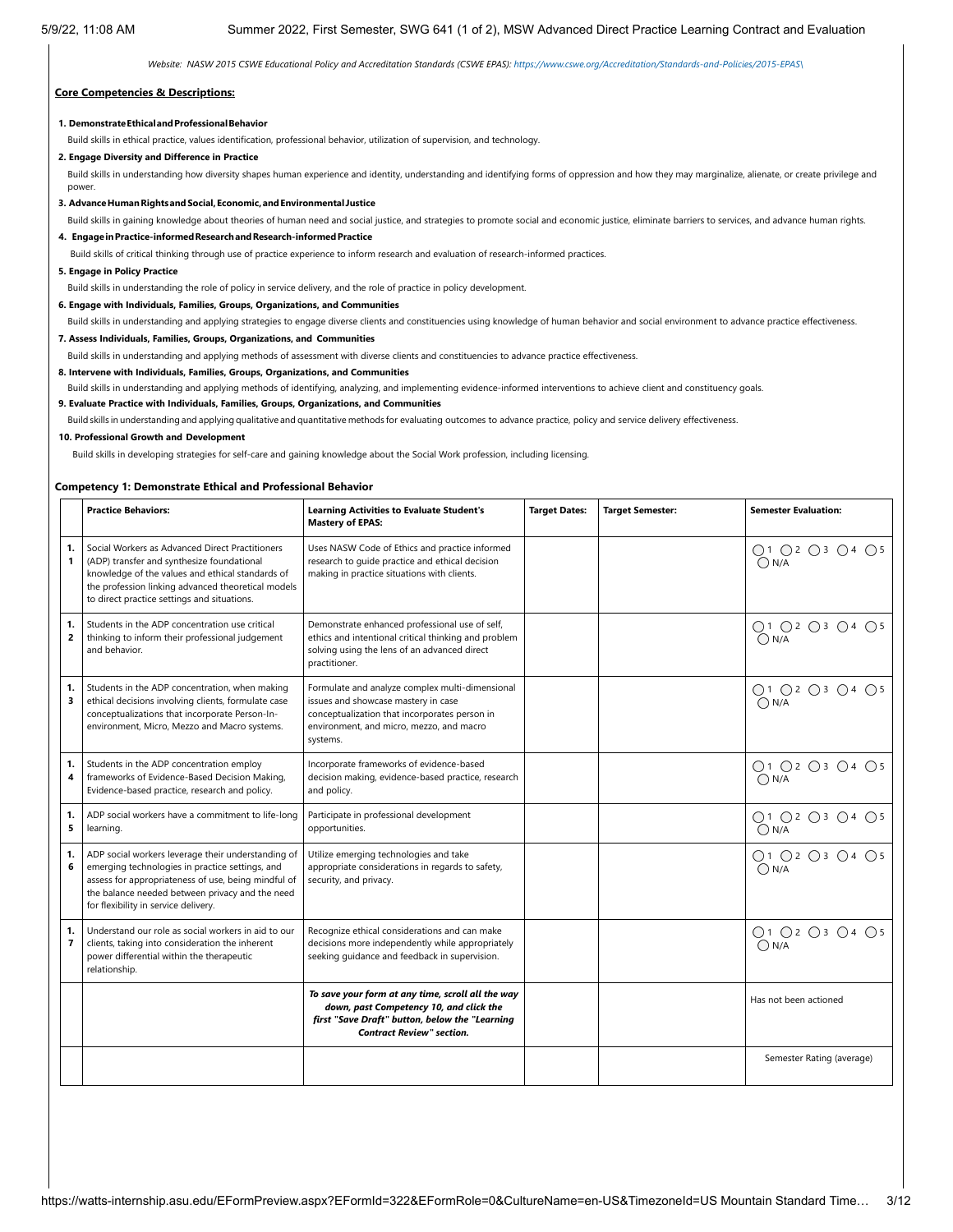*Website: NASW 2015 CSWE Educational Policy and Accreditation Standards (CSWE EPAS): https://www.cswe.org/Accreditation/Standards-and-Policies/2015-EPAS\*

**Core Competencies & Descriptions:**

**1. Demonstrate Ethical and Professional Behavior**

Build skills in ethical practice, values identification, professional behavior, utilization of supervision, and technology.

**2. Engage Diversity and Difference in Practice**

Build skills in understanding how diversity shapes human experience and identity, understanding and identifying forms of oppression and how they may marginalize, alienate, or create privilege and power.

**3. Advance Human Rights and Social, Economic, and Environmental Justice**

Build skills in gaining knowledge about theories of human need and social justice, and strategies to promote social and economic justice, eliminate barriers to services, and advance human rights.

**4. Engage in Practice-informed Research and Research-informed Practice**

Build skills of critical thinking through use of practice experience to inform research and evaluation of research-informed practices.

**5. Engage in Policy Practice**

Build skills in understanding the role of policy in service delivery, and the role of practice in policy development.

**6. Engage with Individuals, Families, Groups, Organizations, and Communities**

Build skills in understanding and applying strategies to engage diverse clients and constituencies using knowledge of human behavior and social environment to advance practice effectiveness.

**7. Assess Individuals, Families, Groups, Organizations, and Communities**

Build skills in understanding and applying methods of assessment with diverse clients and constituencies to advance practice effectiveness.

**8. Intervene with Individuals, Families, Groups, Organizations, and Communities**

Build skills in understanding and applying methods of identifying, analyzing, and implementing evidence-informed interventions to achieve client and constituency goals.

**9. Evaluate Practice with Individuals, Families, Groups, Organizations, and Communities**

Build skills in understanding and applying qualitative and quantitative methods for evaluating outcomes to advance practice, policy and service delivery effectiveness.

**10. Professional Growth and Development**

Build skills in developing strategies for self-care and gaining knowledge about the Social Work profession, including licensing.

### Competency 1: Demonstrate Ethical and Professional Behavior

| | Practice Behaviors: | Learning Activities to Evaluate Student's Mastery of EPAS: | Target Dates: | Target Semester: | Semester Evaluation: |
|---|---|---|---|---|---|
| 1.1 | Social Workers as Advanced Direct Practitioners (ADP) transfer and synthesize foundational knowledge of the values and ethical standards of the profession linking advanced theoretical models to direct practice settings and situations. | Uses NASW Code of Ethics and practice informed research to guide practice and ethical decision making in practice situations with clients. | | | ◯1 ◯2 ◯3 ◯4 ◯5 ◯N/A |
| 1.2 | Students in the ADP concentration use critical thinking to inform their professional judgement and behavior. | Demonstrate enhanced professional use of self, ethics and intentional critical thinking and problem solving using the lens of an advanced direct practitioner. | | | ◯1 ◯2 ◯3 ◯4 ◯5 ◯N/A |
| 1.3 | Students in the ADP concentration, when making ethical decisions involving clients, formulate case conceptualizations that incorporate Person-In-environment, Micro, Mezzo and Macro systems. | Formulate and analyze complex multi-dimensional issues and showcase mastery in case conceptualization that incorporates person in environment, and micro, mezzo, and macro systems. | | | ◯1 ◯2 ◯3 ◯4 ◯5 ◯N/A |
| 1.4 | Students in the ADP concentration employ frameworks of Evidence-Based Decision Making, Evidence-based practice, research and policy. | Incorporate frameworks of evidence-based decision making, evidence-based practice, research and policy. | | | ◯1 ◯2 ◯3 ◯4 ◯5 ◯N/A |
| 1.5 | ADP social workers have a commitment to life-long learning. | Participate in professional development opportunities. | | | ◯1 ◯2 ◯3 ◯4 ◯5 ◯N/A |
| 1.6 | ADP social workers leverage their understanding of emerging technologies in practice settings, and assess for appropriateness of use, being mindful of the balance needed between privacy and the need for flexibility in service delivery. | Utilize emerging technologies and take appropriate considerations in regards to safety, security, and privacy. | | | ◯1 ◯2 ◯3 ◯4 ◯5 ◯N/A |
| 1.7 | Understand our role as social workers in aid to our clients, taking into consideration the inherent power differential within the therapeutic relationship. | Recognize ethical considerations and can make decisions more independently while appropriately seeking guidance and feedback in supervision. | | | ◯1 ◯2 ◯3 ◯4 ◯5 ◯N/A |
| | | ***To save your form at any time, scroll all the way down, past Competency 10, and click the first "Save Draft" button, below the "Learning Contract Review" section.*** | | | Has not been actioned |
| | | | | | Semester Rating (average) |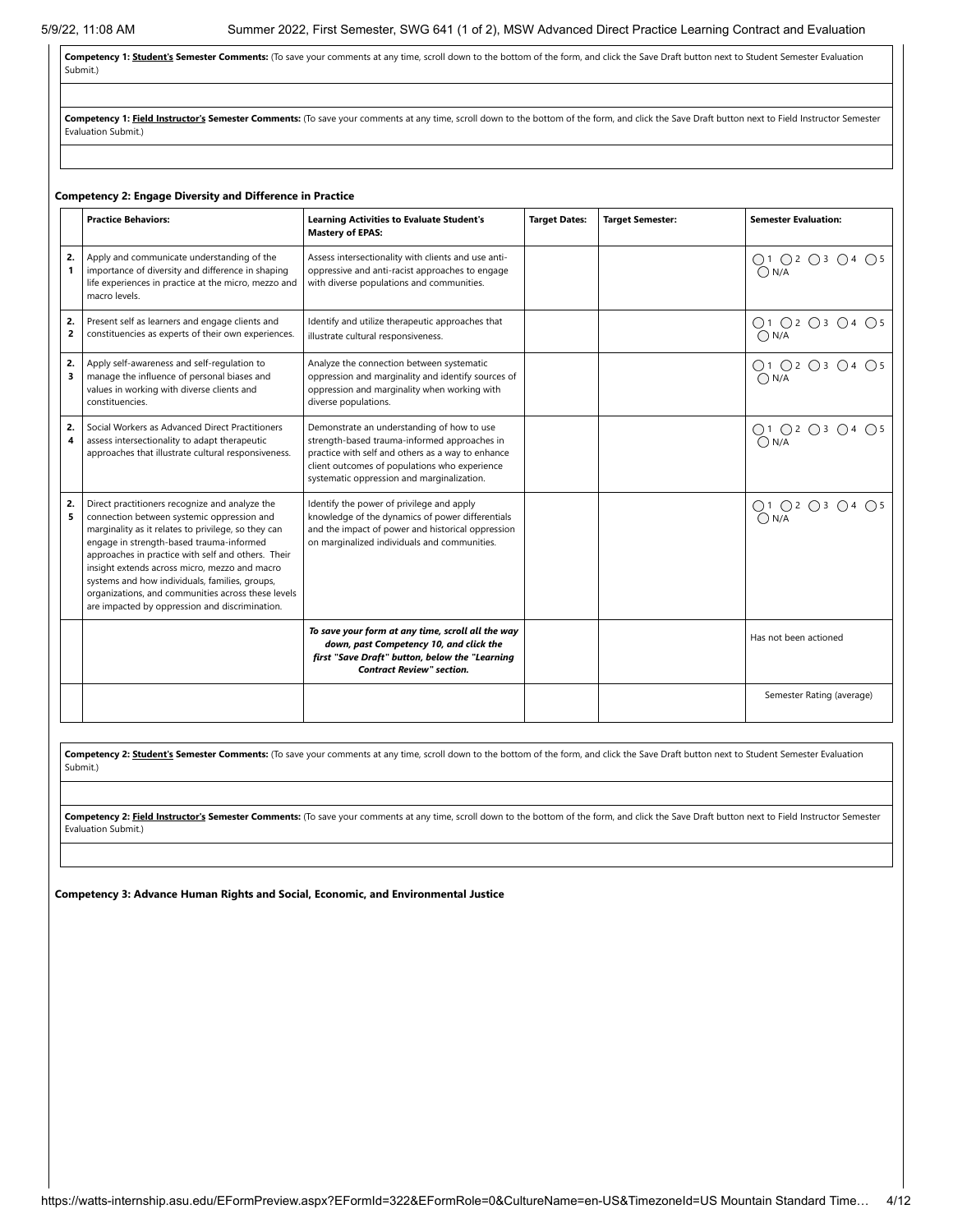**Competency 1: Student's Semester Comments:** (To save your comments at any time, scroll down to the bottom of the form, and click the Save Draft button next to Student Semester Evaluation Submit.)

**Competency 1: Field Instructor's Semester Comments:** (To save your comments at any time, scroll down to the bottom of the form, and click the Save Draft button next to Field Instructor Semester Evaluation Submit.)

**Competency 2: Engage Diversity and Difference in Practice**

| | Practice Behaviors: | Learning Activities to Evaluate Student's Mastery of EPAS: | Target Dates: | Target Semester: | Semester Evaluation: |
|---|---|---|---|---|---|
| 2.1 | Apply and communicate understanding of the importance of diversity and difference in shaping life experiences in practice at the micro, mezzo and macro levels. | Assess intersectionality with clients and use anti-oppressive and anti-racist approaches to engage with diverse populations and communities. | | | ◯1 ◯2 ◯3 ◯4 ◯5 ◯N/A |
| 2.2 | Present self as learners and engage clients and constituencies as experts of their own experiences. | Identify and utilize therapeutic approaches that illustrate cultural responsiveness. | | | ◯1 ◯2 ◯3 ◯4 ◯5 ◯N/A |
| 2.3 | Apply self-awareness and self-regulation to manage the influence of personal biases and values in working with diverse clients and constituencies. | Analyze the connection between systematic oppression and marginality and identify sources of oppression and marginality when working with diverse populations. | | | ◯1 ◯2 ◯3 ◯4 ◯5 ◯N/A |
| 2.4 | Social Workers as Advanced Direct Practitioners assess intersectionality to adapt therapeutic approaches that illustrate cultural responsiveness. | Demonstrate an understanding of how to use strength-based trauma-informed approaches in practice with self and others as a way to enhance client outcomes of populations who experience systematic oppression and marginalization. | | | ◯1 ◯2 ◯3 ◯4 ◯5 ◯N/A |
| 2.5 | Direct practitioners recognize and analyze the connection between systemic oppression and marginality as it relates to privilege, so they can engage in strength-based trauma-informed approaches in practice with self and others. Their insight extends across micro, mezzo and macro systems and how individuals, families, groups, organizations, and communities across these levels are impacted by oppression and discrimination. | Identify the power of privilege and apply knowledge of the dynamics of power differentials and the impact of power and historical oppression on marginalized individuals and communities. | | | ◯1 ◯2 ◯3 ◯4 ◯5 ◯N/A |
| | | ***To save your form at any time, scroll all the way down, past Competency 10, and click the first "Save Draft" button, below the "Learning Contract Review" section.*** | | | Has not been actioned |
| | | | | | Semester Rating (average) |

**Competency 2: Student's Semester Comments:** (To save your comments at any time, scroll down to the bottom of the form, and click the Save Draft button next to Student Semester Evaluation Submit.)

**Competency 2: Field Instructor's Semester Comments:** (To save your comments at any time, scroll down to the bottom of the form, and click the Save Draft button next to Field Instructor Semester Evaluation Submit.)

**Competency 3: Advance Human Rights and Social, Economic, and Environmental Justice**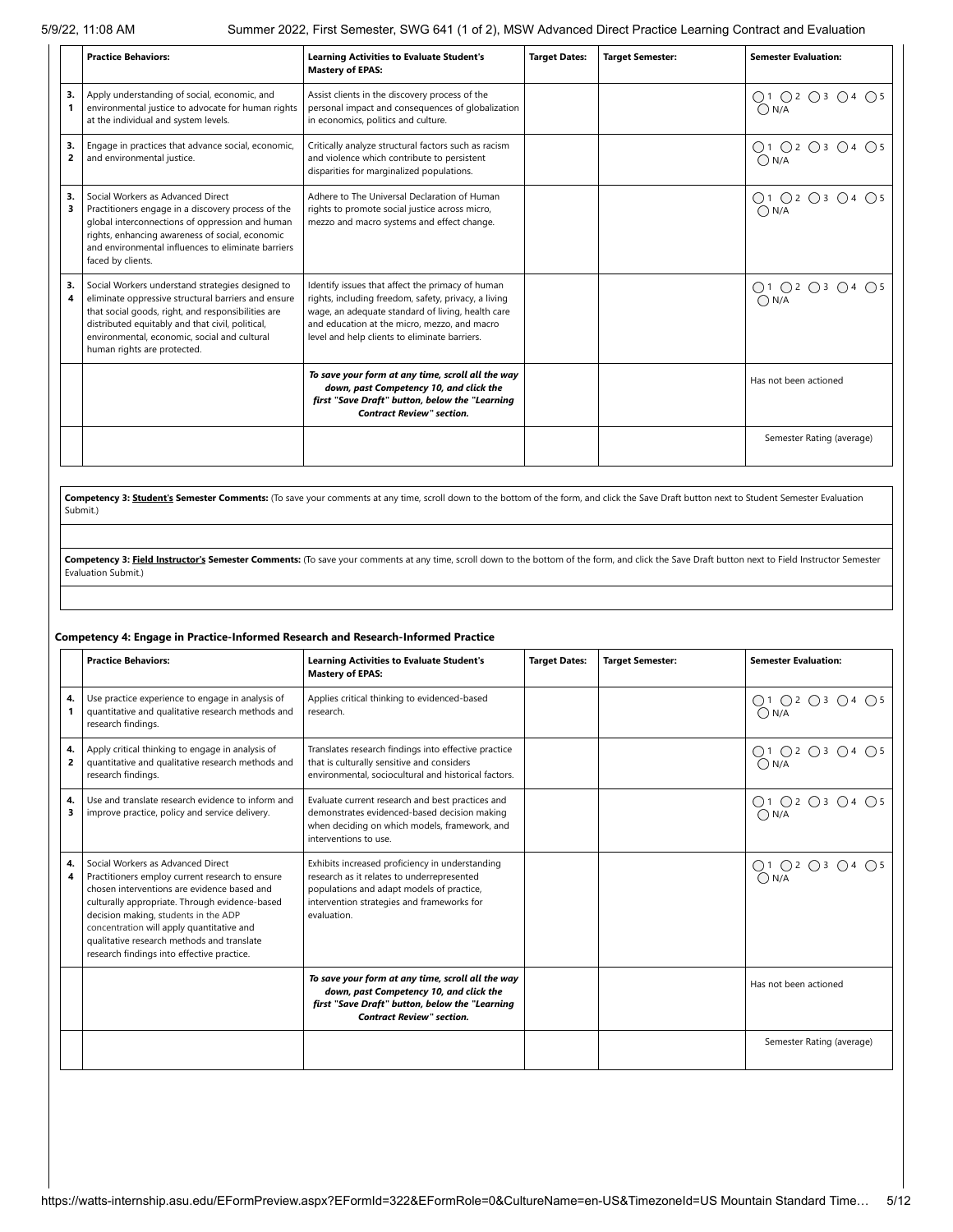| | Practice Behaviors: | Learning Activities to Evaluate Student's Mastery of EPAS: | Target Dates: | Target Semester: | Semester Evaluation: |
|---|---|---|---|---|---|
| 3.1 | Apply understanding of social, economic, and environmental justice to advocate for human rights at the individual and system levels. | Assist clients in the discovery process of the personal impact and consequences of globalization in economics, politics and culture. | | | ◯1 ◯2 ◯3 ◯4 ◯5 ◯N/A |
| 3.2 | Engage in practices that advance social, economic, and environmental justice. | Critically analyze structural factors such as racism and violence which contribute to persistent disparities for marginalized populations. | | | ◯1 ◯2 ◯3 ◯4 ◯5 ◯N/A |
| 3.3 | Social Workers as Advanced Direct Practitioners engage in a discovery process of the global interconnections of oppression and human rights, enhancing awareness of social, economic and environmental influences to eliminate barriers faced by clients. | Adhere to The Universal Declaration of Human rights to promote social justice across micro, mezzo and macro systems and effect change. | | | ◯1 ◯2 ◯3 ◯4 ◯5 ◯N/A |
| 3.4 | Social Workers understand strategies designed to eliminate oppressive structural barriers and ensure that social goods, right, and responsibilities are distributed equitably and that civil, political, environmental, economic, social and cultural human rights are protected. | Identify issues that affect the primacy of human rights, including freedom, safety, privacy, a living wage, an adequate standard of living, health care and education at the micro, mezzo, and macro level and help clients to eliminate barriers. | | | ◯1 ◯2 ◯3 ◯4 ◯5 ◯N/A |
| | | ***To save your form at any time, scroll all the way down, past Competency 10, and click the first "Save Draft" button, below the "Learning Contract Review" section.*** | | | Has not been actioned |
| | | | | | Semester Rating (average) |

**Competency 3: Student's Semester Comments:** (To save your comments at any time, scroll down to the bottom of the form, and click the Save Draft button next to Student Semester Evaluation Submit.)

**Competency 3: Field Instructor's Semester Comments:** (To save your comments at any time, scroll down to the bottom of the form, and click the Save Draft button next to Field Instructor Semester Evaluation Submit.)

### Competency 4: Engage in Practice-Informed Research and Research-Informed Practice

| | Practice Behaviors: | Learning Activities to Evaluate Student's Mastery of EPAS: | Target Dates: | Target Semester: | Semester Evaluation: |
|---|---|---|---|---|---|
| 4.1 | Use practice experience to engage in analysis of quantitative and qualitative research methods and research findings. | Applies critical thinking to evidenced-based research. | | | ◯1 ◯2 ◯3 ◯4 ◯5 ◯N/A |
| 4.2 | Apply critical thinking to engage in analysis of quantitative and qualitative research methods and research findings. | Translates research findings into effective practice that is culturally sensitive and considers environmental, sociocultural and historical factors. | | | ◯1 ◯2 ◯3 ◯4 ◯5 ◯N/A |
| 4.3 | Use and translate research evidence to inform and improve practice, policy and service delivery. | Evaluate current research and best practices and demonstrates evidenced-based decision making when deciding on which models, framework, and interventions to use. | | | ◯1 ◯2 ◯3 ◯4 ◯5 ◯N/A |
| 4.4 | Social Workers as Advanced Direct Practitioners employ current research to ensure chosen interventions are evidence based and culturally appropriate. Through evidence-based decision making, students in the ADP concentration will apply quantitative and qualitative research methods and translate research findings into effective practice. | Exhibits increased proficiency in understanding research as it relates to underrepresented populations and adapt models of practice, intervention strategies and frameworks for evaluation. | | | ◯1 ◯2 ◯3 ◯4 ◯5 ◯N/A |
| | | ***To save your form at any time, scroll all the way down, past Competency 10, and click the first "Save Draft" button, below the "Learning Contract Review" section.*** | | | Has not been actioned |
| | | | | | Semester Rating (average) |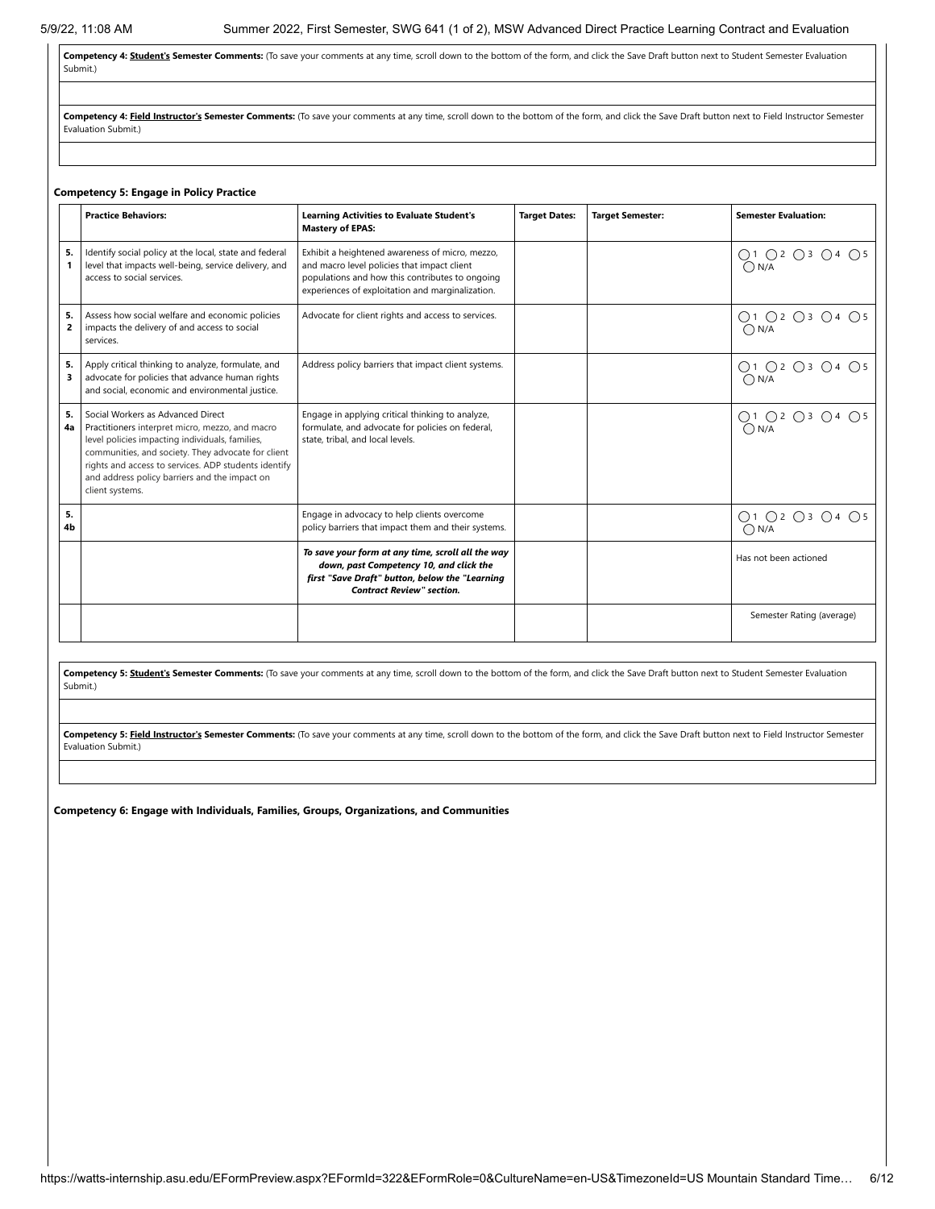**Competency 4: Student's Semester Comments:** (To save your comments at any time, scroll down to the bottom of the form, and click the Save Draft button next to Student Semester Evaluation Submit.)

**Competency 4: Field Instructor's Semester Comments:** (To save your comments at any time, scroll down to the bottom of the form, and click the Save Draft button next to Field Instructor Semester Evaluation Submit.)

**Competency 5: Engage in Policy Practice**

| | Practice Behaviors: | Learning Activities to Evaluate Student's Mastery of EPAS: | Target Dates: | Target Semester: | Semester Evaluation: |
|---|---|---|---|---|---|
| 5.1 | Identify social policy at the local, state and federal level that impacts well-being, service delivery, and access to social services. | Exhibit a heightened awareness of micro, mezzo, and macro level policies that impact client populations and how this contributes to ongoing experiences of exploitation and marginalization. | | | ◯1 ◯2 ◯3 ◯4 ◯5 ◯N/A |
| 5.2 | Assess how social welfare and economic policies impacts the delivery of and access to social services. | Advocate for client rights and access to services. | | | ◯1 ◯2 ◯3 ◯4 ◯5 ◯N/A |
| 5.3 | Apply critical thinking to analyze, formulate, and advocate for policies that advance human rights and social, economic and environmental justice. | Address policy barriers that impact client systems. | | | ◯1 ◯2 ◯3 ◯4 ◯5 ◯N/A |
| 5.4a | Social Workers as Advanced Direct Practitioners interpret micro, mezzo, and macro level policies impacting individuals, families, communities, and society. They advocate for client rights and access to services. ADP students identify and address policy barriers and the impact on client systems. | Engage in applying critical thinking to analyze, formulate, and advocate for policies on federal, state, tribal, and local levels. | | | ◯1 ◯2 ◯3 ◯4 ◯5 ◯N/A |
| 5.4b | | Engage in advocacy to help clients overcome policy barriers that impact them and their systems. | | | ◯1 ◯2 ◯3 ◯4 ◯5 ◯N/A |
| | | ***To save your form at any time, scroll all the way down, past Competency 10, and click the first "Save Draft" button, below the "Learning Contract Review" section.*** | | | Has not been actioned |
| | | | | | Semester Rating (average) |

**Competency 5: Student's Semester Comments:** (To save your comments at any time, scroll down to the bottom of the form, and click the Save Draft button next to Student Semester Evaluation Submit.)

**Competency 5: Field Instructor's Semester Comments:** (To save your comments at any time, scroll down to the bottom of the form, and click the Save Draft button next to Field Instructor Semester Evaluation Submit.)

**Competency 6: Engage with Individuals, Families, Groups, Organizations, and Communities**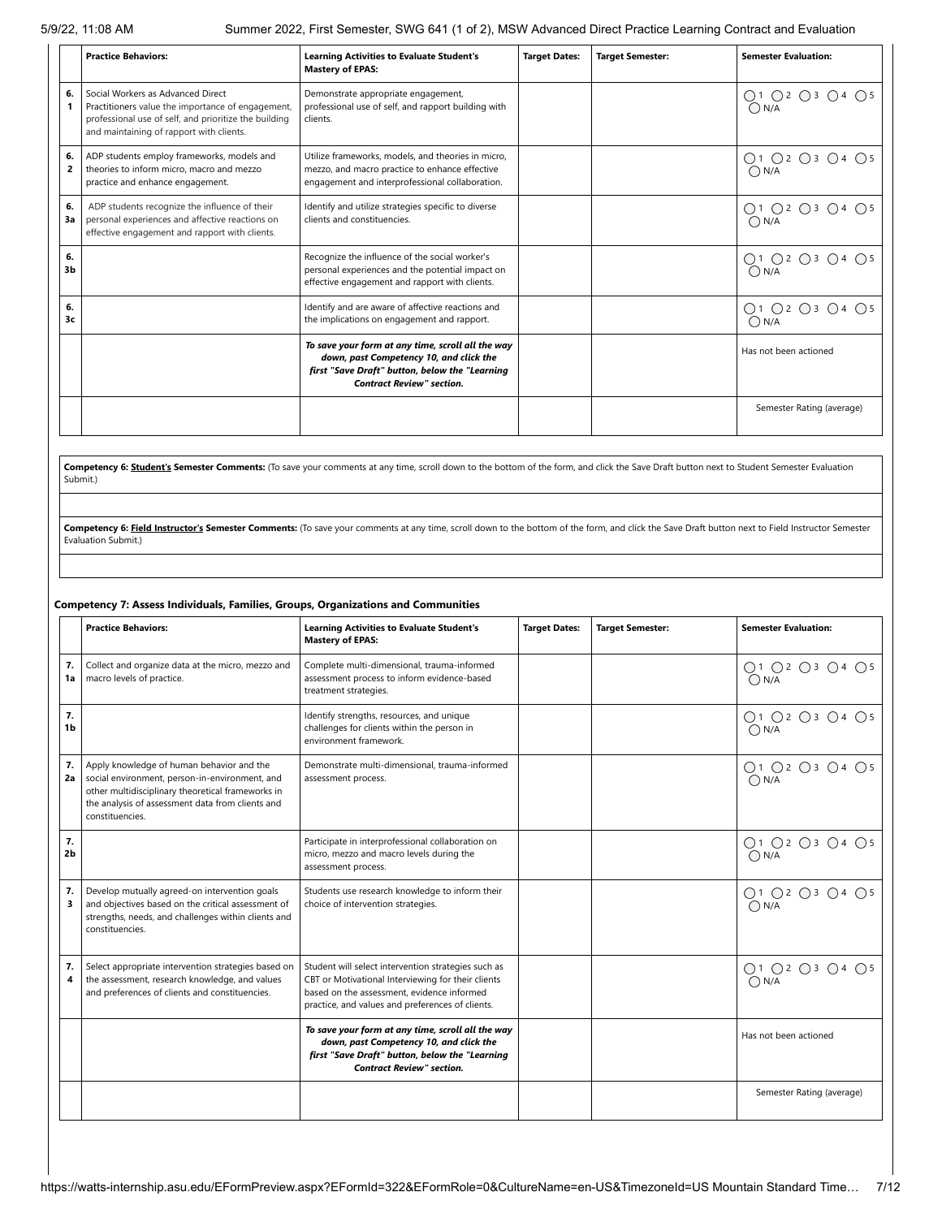| | Practice Behaviors: | Learning Activities to Evaluate Student's Mastery of EPAS: | Target Dates: | Target Semester: | Semester Evaluation: |
|---|---|---|---|---|---|
| 6. 1 | Social Workers as Advanced Direct Practitioners value the importance of engagement, professional use of self, and prioritize the building and maintaining of rapport with clients. | Demonstrate appropriate engagement, professional use of self, and rapport building with clients. | | | ◯1 ◯2 ◯3 ◯4 ◯5 ◯N/A |
| 6. 2 | ADP students employ frameworks, models and theories to inform micro, macro and mezzo practice and enhance engagement. | Utilize frameworks, models, and theories in micro, mezzo, and macro practice to enhance effective engagement and interprofessional collaboration. | | | ◯1 ◯2 ◯3 ◯4 ◯5 ◯N/A |
| 6. 3a | ADP students recognize the influence of their personal experiences and affective reactions on effective engagement and rapport with clients. | Identify and utilize strategies specific to diverse clients and constituencies. | | | ◯1 ◯2 ◯3 ◯4 ◯5 ◯N/A |
| 6. 3b | | Recognize the influence of the social worker's personal experiences and the potential impact on effective engagement and rapport with clients. | | | ◯1 ◯2 ◯3 ◯4 ◯5 ◯N/A |
| 6. 3c | | Identify and are aware of affective reactions and the implications on engagement and rapport. | | | ◯1 ◯2 ◯3 ◯4 ◯5 ◯N/A |
| | | ***To save your form at any time, scroll all the way down, past Competency 10, and click the first "Save Draft" button, below the "Learning Contract Review" section.*** | | | Has not been actioned |
| | | | | | Semester Rating (average) |

**Competency 6: Student's Semester Comments:** (To save your comments at any time, scroll down to the bottom of the form, and click the Save Draft button next to Student Semester Evaluation Submit.)

**Competency 6: Field Instructor's Semester Comments:** (To save your comments at any time, scroll down to the bottom of the form, and click the Save Draft button next to Field Instructor Semester Evaluation Submit.)

### Competency 7: Assess Individuals, Families, Groups, Organizations and Communities

| | Practice Behaviors: | Learning Activities to Evaluate Student's Mastery of EPAS: | Target Dates: | Target Semester: | Semester Evaluation: |
|---|---|---|---|---|---|
| 7. 1a | Collect and organize data at the micro, mezzo and macro levels of practice. | Complete multi-dimensional, trauma-informed assessment process to inform evidence-based treatment strategies. | | | ◯1 ◯2 ◯3 ◯4 ◯5 ◯N/A |
| 7. 1b | | Identify strengths, resources, and unique challenges for clients within the person in environment framework. | | | ◯1 ◯2 ◯3 ◯4 ◯5 ◯N/A |
| 7. 2a | Apply knowledge of human behavior and the social environment, person-in-environment, and other multidisciplinary theoretical frameworks in the analysis of assessment data from clients and constituencies. | Demonstrate multi-dimensional, trauma-informed assessment process. | | | ◯1 ◯2 ◯3 ◯4 ◯5 ◯N/A |
| 7. 2b | | Participate in interprofessional collaboration on micro, mezzo and macro levels during the assessment process. | | | ◯1 ◯2 ◯3 ◯4 ◯5 ◯N/A |
| 7. 3 | Develop mutually agreed-on intervention goals and objectives based on the critical assessment of strengths, needs, and challenges within clients and constituencies. | Students use research knowledge to inform their choice of intervention strategies. | | | ◯1 ◯2 ◯3 ◯4 ◯5 ◯N/A |
| 7. 4 | Select appropriate intervention strategies based on the assessment, research knowledge, and values and preferences of clients and constituencies. | Student will select intervention strategies such as CBT or Motivational Interviewing for their clients based on the assessment, evidence informed practice, and values and preferences of clients. | | | ◯1 ◯2 ◯3 ◯4 ◯5 ◯N/A |
| | | ***To save your form at any time, scroll all the way down, past Competency 10, and click the first "Save Draft" button, below the "Learning Contract Review" section.*** | | | Has not been actioned |
| | | | | | Semester Rating (average) |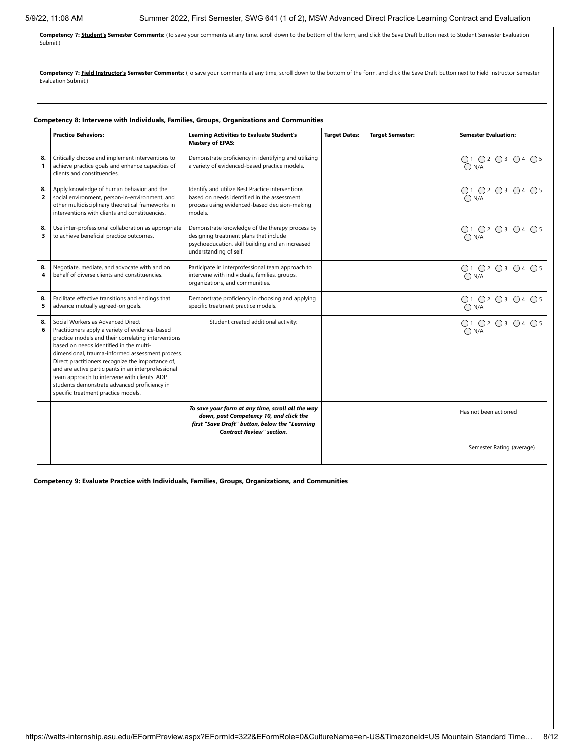**Competency 7: Student's Semester Comments:** (To save your comments at any time, scroll down to the bottom of the form, and click the Save Draft button next to Student Semester Evaluation Submit.)

**Competency 7: Field Instructor's Semester Comments:** (To save your comments at any time, scroll down to the bottom of the form, and click the Save Draft button next to Field Instructor Semester Evaluation Submit.)

**Competency 8: Intervene with Individuals, Families, Groups, Organizations and Communities**

| | Practice Behaviors: | Learning Activities to Evaluate Student's Mastery of EPAS: | Target Dates: | Target Semester: | Semester Evaluation: |
|---|---|---|---|---|---|
| 8.1 | Critically choose and implement interventions to achieve practice goals and enhance capacities of clients and constituencies. | Demonstrate proficiency in identifying and utilizing a variety of evidenced-based practice models. | | | ◯ 1 ◯ 2 ◯ 3 ◯ 4 ◯ 5 ◯ N/A |
| 8.2 | Apply knowledge of human behavior and the social environment, person-in-environment, and other multidisciplinary theoretical frameworks in interventions with clients and constituencies. | Identify and utilize Best Practice interventions based on needs identified in the assessment process using evidenced-based decision-making models. | | | ◯ 1 ◯ 2 ◯ 3 ◯ 4 ◯ 5 ◯ N/A |
| 8.3 | Use inter-professional collaboration as appropriate to achieve beneficial practice outcomes. | Demonstrate knowledge of the therapy process by designing treatment plans that include psychoeducation, skill building and an increased understanding of self. | | | ◯ 1 ◯ 2 ◯ 3 ◯ 4 ◯ 5 ◯ N/A |
| 8.4 | Negotiate, mediate, and advocate with and on behalf of diverse clients and constituencies. | Participate in interprofessional team approach to intervene with individuals, families, groups, organizations, and communities. | | | ◯ 1 ◯ 2 ◯ 3 ◯ 4 ◯ 5 ◯ N/A |
| 8.5 | Facilitate effective transitions and endings that advance mutually agreed-on goals. | Demonstrate proficiency in choosing and applying specific treatment practice models. | | | ◯ 1 ◯ 2 ◯ 3 ◯ 4 ◯ 5 ◯ N/A |
| 8.6 | Social Workers as Advanced Direct Practitioners apply a variety of evidence-based practice models and their correlating interventions based on needs identified in the multi-dimensional, trauma-informed assessment process. Direct practitioners recognize the importance of, and are active participants in an interprofessional team approach to intervene with clients. ADP students demonstrate advanced proficiency in specific treatment practice models. | Student created additional activity: | | | ◯ 1 ◯ 2 ◯ 3 ◯ 4 ◯ 5 ◯ N/A |
| | | ***To save your form at any time, scroll all the way down, past Competency 10, and click the first "Save Draft" button, below the "Learning Contract Review" section.*** | | | Has not been actioned |
| | | | | | Semester Rating (average) |

**Competency 9: Evaluate Practice with Individuals, Families, Groups, Organizations, and Communities**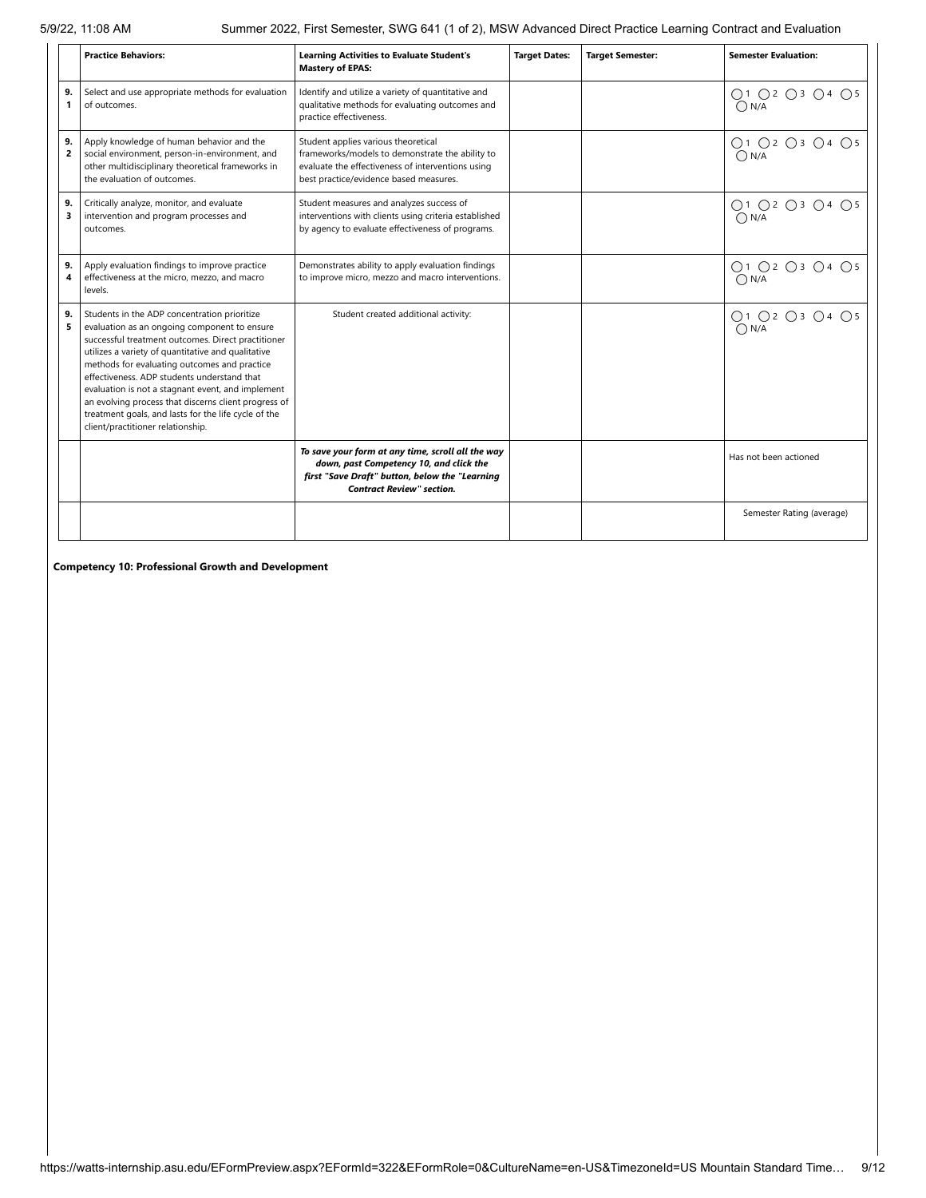| | Practice Behaviors: | Learning Activities to Evaluate Student's Mastery of EPAS: | Target Dates: | Target Semester: | Semester Evaluation: |
|---|---|---|---|---|---|
| 9.1 | Select and use appropriate methods for evaluation of outcomes. | Identify and utilize a variety of quantitative and qualitative methods for evaluating outcomes and practice effectiveness. | | | ◯1 ◯2 ◯3 ◯4 ◯5 ◯N/A |
| 9.2 | Apply knowledge of human behavior and the social environment, person-in-environment, and other multidisciplinary theoretical frameworks in the evaluation of outcomes. | Student applies various theoretical frameworks/models to demonstrate the ability to evaluate the effectiveness of interventions using best practice/evidence based measures. | | | ◯1 ◯2 ◯3 ◯4 ◯5 ◯N/A |
| 9.3 | Critically analyze, monitor, and evaluate intervention and program processes and outcomes. | Student measures and analyzes success of interventions with clients using criteria established by agency to evaluate effectiveness of programs. | | | ◯1 ◯2 ◯3 ◯4 ◯5 ◯N/A |
| 9.4 | Apply evaluation findings to improve practice effectiveness at the micro, mezzo, and macro levels. | Demonstrates ability to apply evaluation findings to improve micro, mezzo and macro interventions. | | | ◯1 ◯2 ◯3 ◯4 ◯5 ◯N/A |
| 9.5 | Students in the ADP concentration prioritize evaluation as an ongoing component to ensure successful treatment outcomes. Direct practitioner utilizes a variety of quantitative and qualitative methods for evaluating outcomes and practice effectiveness. ADP students understand that evaluation is not a stagnant event, and implement an evolving process that discerns client progress of treatment goals, and lasts for the life cycle of the client/practitioner relationship. | Student created additional activity: | | | ◯1 ◯2 ◯3 ◯4 ◯5 ◯N/A |
| | | ***To save your form at any time, scroll all the way down, past Competency 10, and click the first "Save Draft" button, below the "Learning Contract Review" section.*** | | | Has not been actioned |
| | | | | | Semester Rating (average) |

**Competency 10: Professional Growth and Development**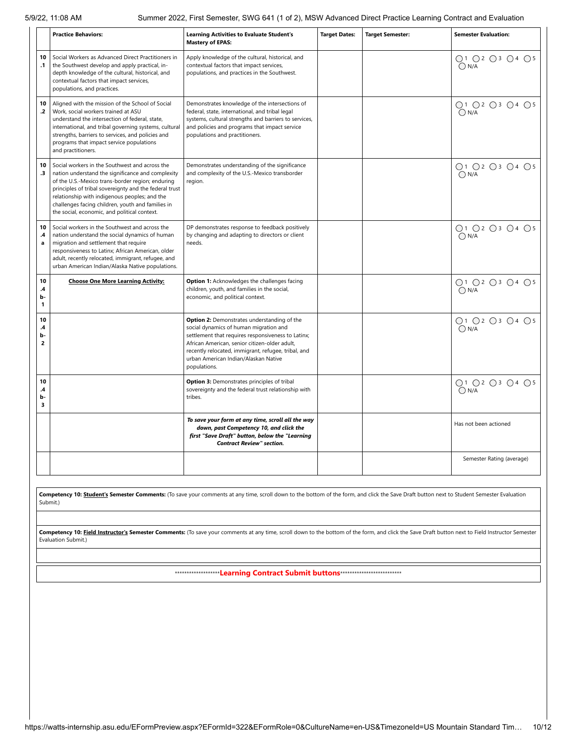| | Practice Behaviors: | Learning Activities to Evaluate Student's Mastery of EPAS: | Target Dates: | Target Semester: | Semester Evaluation: |
|---|---|---|---|---|---|
| 10.1 | Social Workers as Advanced Direct Practitioners in the Southwest develop and apply practical, in-depth knowledge of the cultural, historical, and contextual factors that impact services, populations, and practices. | Apply knowledge of the cultural, historical, and contextual factors that impact services, populations, and practices in the Southwest. | | | ◯1 ◯2 ◯3 ◯4 ◯5 ◯N/A |
| 10.2 | Aligned with the mission of the School of Social Work, social workers trained at ASU understand the intersection of federal, state, international, and tribal governing systems, cultural strengths, barriers to services, and policies and programs that impact service populations and practitioners. | Demonstrates knowledge of the intersections of federal, state, international, and tribal legal systems, cultural strengths and barriers to services, and policies and programs that impact service populations and practitioners. | | | ◯1 ◯2 ◯3 ◯4 ◯5 ◯N/A |
| 10.3 | Social workers in the Southwest and across the nation understand the significance and complexity of the U.S.-Mexico trans-border region; enduring principles of tribal sovereignty and the federal trust relationship with indigenous peoples; and the challenges facing children, youth and families in the social, economic, and political context. | Demonstrates understanding of the significance and complexity of the U.S.-Mexico transborder region. | | | ◯1 ◯2 ◯3 ◯4 ◯5 ◯N/A |
| 10.4a | Social workers in the Southwest and across the nation understand the social dynamics of human migration and settlement that require responsiveness to Latinx; African American, older adult, recently relocated, immigrant, refugee, and urban American Indian/Alaska Native populations. | DP demonstrates response to feedback positively by changing and adapting to directors or client needs. | | | ◯1 ◯2 ◯3 ◯4 ◯5 ◯N/A |
| 10.4b-1 | **Choose One More Learning Activity:** | **Option 1:** Acknowledges the challenges facing children, youth, and families in the social, economic, and political context. | | | ◯1 ◯2 ◯3 ◯4 ◯5 ◯N/A |
| 10.4b-2 | | **Option 2:** Demonstrates understanding of the social dynamics of human migration and settlement that requires responsiveness to Latinx; African American, senior citizen-older adult, recently relocated, immigrant, refugee, tribal, and urban American Indian/Alaskan Native populations. | | | ◯1 ◯2 ◯3 ◯4 ◯5 ◯N/A |
| 10.4b-3 | | **Option 3:** Demonstrates principles of tribal sovereignty and the federal trust relationship with tribes. | | | ◯1 ◯2 ◯3 ◯4 ◯5 ◯N/A |
| | | ***To save your form at any time, scroll all the way down, past Competency 10, and click the first "Save Draft" button, below the "Learning Contract Review" section.*** | | | Has not been actioned |
| | | | | | Semester Rating (average) |

**Competency 10: Student's Semester Comments:** (To save your comments at any time, scroll down to the bottom of the form, and click the Save Draft button next to Student Semester Evaluation Submit.)

**Competency 10: Field Instructor's Semester Comments:** (To save your comments at any time, scroll down to the bottom of the form, and click the Save Draft button next to Field Instructor Semester Evaluation Submit.)

*******************Learning Contract Submit buttons**************************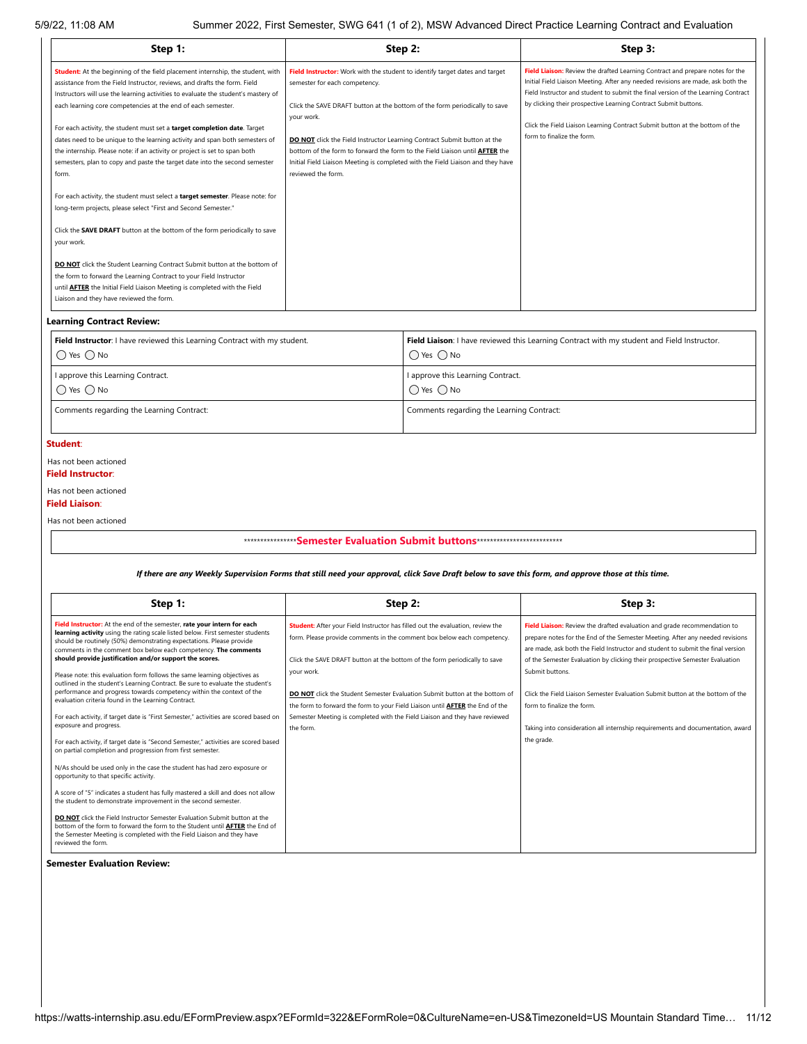| Step 1: | Step 2: | Step 3: |
|---|---|---|
| **Student:** At the beginning of the field placement internship, the student, with assistance from the Field Instructor, reviews, and drafts the form. Field Instructors will use the learning activities to evaluate the student's mastery of each learning core competencies at the end of each semester.<br><br>For each activity, the student must set a **target completion date**. Target dates need to be unique to the learning activity and span both semesters of the internship. Please note: if an activity or project is set to span both semesters, plan to copy and paste the target date into the second semester form.<br><br>For each activity, the student must select a **target semester**. Please note: for long-term projects, please select "First and Second Semester."<br><br>Click the **SAVE DRAFT** button at the bottom of the form periodically to save your work.<br><br>**DO NOT** click the Student Learning Contract Submit button at the bottom of the form to forward the Learning Contract to your Field Instructor until **AFTER** the Initial Field Liaison Meeting is completed with the Field Liaison and they have reviewed the form. | **Field Instructor:** Work with the student to identify target dates and target semester for each competency.<br><br>Click the SAVE DRAFT button at the bottom of the form periodically to save your work.<br><br>**DO NOT** click the Field Instructor Learning Contract Submit button at the bottom of the form to forward the form to the Field Liaison until **AFTER** the Initial Field Liaison Meeting is completed with the Field Liaison and they have reviewed the form. | **Field Liaison:** Review the drafted Learning Contract and prepare notes for the Initial Field Liaison Meeting. After any needed revisions are made, ask both the Field Instructor and student to submit the final version of the Learning Contract by clicking their prospective Learning Contract Submit buttons.<br><br>Click the Field Liaison Learning Contract Submit button at the bottom of the form to finalize the form. |

**Learning Contract Review:**

| **Field Instructor**: I have reviewed this Learning Contract with my student. ◯ Yes ◯ No | **Field Liaison**: I have reviewed this Learning Contract with my student and Field Instructor. ◯ Yes ◯ No |
|---|---|
| I approve this Learning Contract. ◯ Yes ◯ No | I approve this Learning Contract. ◯ Yes ◯ No |
| Comments regarding the Learning Contract: | Comments regarding the Learning Contract: |

**Student**:

Has not been actioned

**Field Instructor**:

Has not been actioned

**Field Liaison**:

Has not been actioned

****************Semester Evaluation Submit buttons**************************

***If there are any Weekly Supervision Forms that still need your approval, click Save Draft below to save this form, and approve those at this time.***

| Step 1: | Step 2: | Step 3: |
|---|---|---|
| **Field Instructor:** At the end of the semester, **rate your intern for each learning activity** using the rating scale listed below. First semester students should be routinely (50%) demonstrating expectations. Please provide comments in the comment box below each competency. **The comments should provide justification and/or support the scores.**<br><br>Please note: this evaluation form follows the same learning objectives as outlined in the student's Learning Contract. Be sure to evaluate the student's performance and progress towards competency within the context of the evaluation criteria found in the Learning Contract.<br><br>For each activity, if target date is "First Semester," activities are scored based on exposure and progress.<br><br>For each activity, if target date is "Second Semester," activities are scored based on partial completion and progression from first semester.<br><br>N/As should be used only in the case the student has had zero exposure or opportunity to that specific activity.<br><br>A score of "5" indicates a student has fully mastered a skill and does not allow the student to demonstrate improvement in the second semester.<br><br>**DO NOT** click the Field Instructor Semester Evaluation Submit button at the bottom of the form to forward the form to the Student until **AFTER** the End of the Semester Meeting is completed with the Field Liaison and they have reviewed the form. | **Student:** After your Field Instructor has filled out the evaluation, review the form. Please provide comments in the comment box below each competency.<br><br>Click the SAVE DRAFT button at the bottom of the form periodically to save your work.<br><br>**DO NOT** click the Student Semester Evaluation Submit button at the bottom of the form to forward the form to your Field Liaison until **AFTER** the End of the Semester Meeting is completed with the Field Liaison and they have reviewed the form. | **Field Liaison:** Review the drafted evaluation and grade recommendation to prepare notes for the End of the Semester Meeting. After any needed revisions are made, ask both the Field Instructor and student to submit the final version of the Semester Evaluation by clicking their prospective Semester Evaluation Submit buttons.<br><br>Click the Field Liaison Semester Evaluation Submit button at the bottom of the form to finalize the form.<br><br>Taking into consideration all internship requirements and documentation, award the grade. |

**Semester Evaluation Review:**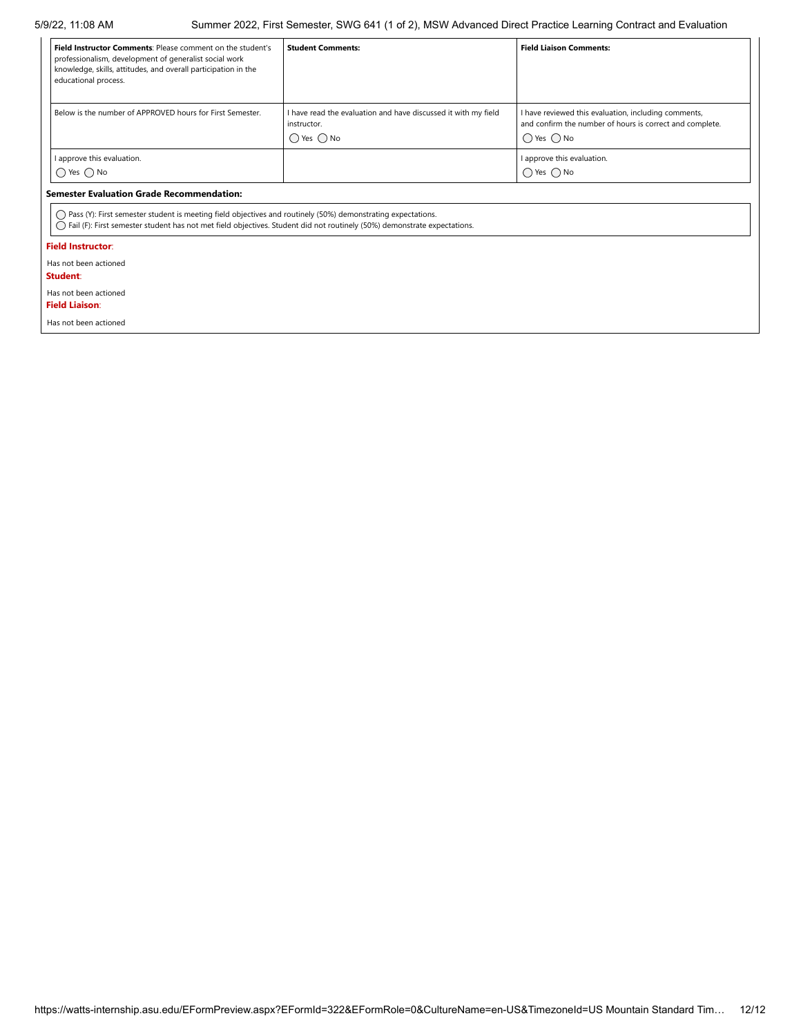| | | |
|---|---|---|
| **Field Instructor Comments**: Please comment on the student's professionalism, development of generalist social work knowledge, skills, attitudes, and overall participation in the educational process. | **Student Comments:** | **Field Liaison Comments:** |
| Below is the number of APPROVED hours for First Semester. | I have read the evaluation and have discussed it with my field instructor. ◯ Yes ◯ No | I have reviewed this evaluation, including comments, and confirm the number of hours is correct and complete. ◯ Yes ◯ No |
| I approve this evaluation. ◯ Yes ◯ No | | I approve this evaluation. ◯ Yes ◯ No |

**Semester Evaluation Grade Recommendation:**

◯ Pass (Y): First semester student is meeting field objectives and routinely (50%) demonstrating expectations.
◯ Fail (F): First semester student has not met field objectives. Student did not routinely (50%) demonstrate expectations.

**Field Instructor**:

Has not been actioned

**Student**:

Has not been actioned

**Field Liaison**:

Has not been actioned